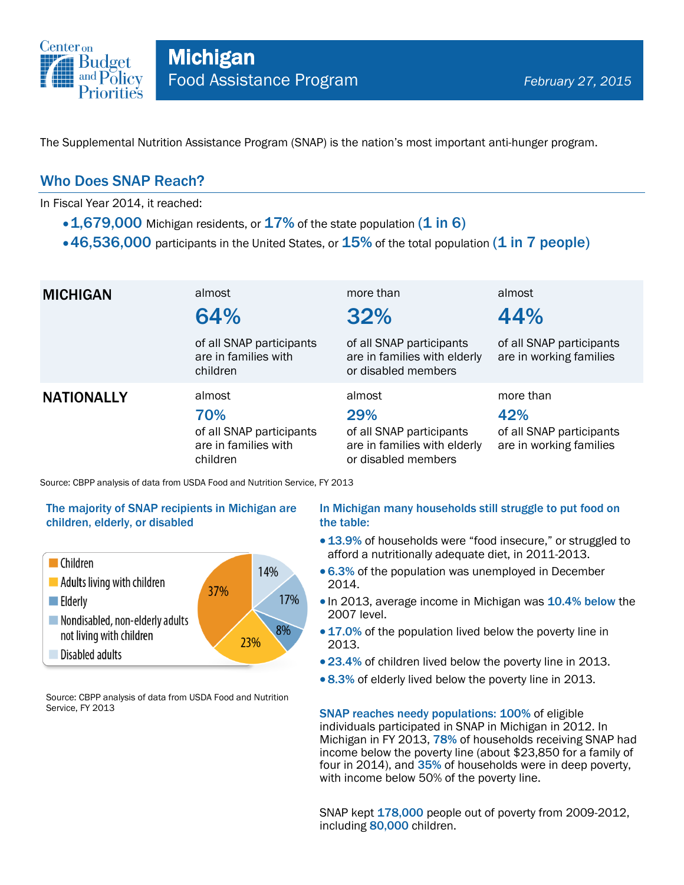# Michigan

## Food Assistance Program

*February 27, 2015*

The Supplemental Nutrition Assistance Program (SNAP) is the nation's most important anti-hunger program.

## Who Does SNAP Reach?

In Fiscal Year 2014, it reached:

- **1,679,000** Michigan residents, or **17%** of the state population **(1 in 6)**
- **46,536,000** participants in the United States, or **15%** of the total population **(1 in 7 people)**

| | | | |
|---|---|---|---|
| **MICHIGAN** | almost **64%** of all SNAP participants are in families with children | more than **32%** of all SNAP participants are in families with elderly or disabled members | almost **44%** of all SNAP participants are in working families |
| **NATIONALLY** | almost **70%** of all SNAP participants are in families with children | almost **29%** of all SNAP participants are in families with elderly or disabled members | more than **42%** of all SNAP participants are in working families |

Source: CBPP analysis of data from USDA Food and Nutrition Service, FY 2013

### The majority of SNAP recipients in Michigan are children, elderly, or disabled

| Category | Share |
|---|---|
| Children | 37% |
| Adults living with children | 23% |
| Elderly | 8% |
| Nondisabled, non-elderly adults not living with children | 17% |
| Disabled adults | 14% |

Source: CBPP analysis of data from USDA Food and Nutrition Service, FY 2013

### In Michigan many households still struggle to put food on the table:

- **13.9%** of households were "food insecure," or struggled to afford a nutritionally adequate diet, in 2011-2013.
- **6.3%** of the population was unemployed in December 2014.
- In 2013, average income in Michigan was **10.4% below** the 2007 level.
- **17.0%** of the population lived below the poverty line in 2013.
- **23.4%** of children lived below the poverty line in 2013.
- **8.3%** of elderly lived below the poverty line in 2013.

**SNAP reaches needy populations: 100%** of eligible individuals participated in SNAP in Michigan in 2012. In Michigan in FY 2013, **78%** of households receiving SNAP had income below the poverty line (about $23,850 for a family of four in 2014), and **35%** of households were in deep poverty, with income below 50% of the poverty line.

SNAP kept **178,000** people out of poverty from 2009-2012, including **80,000** children.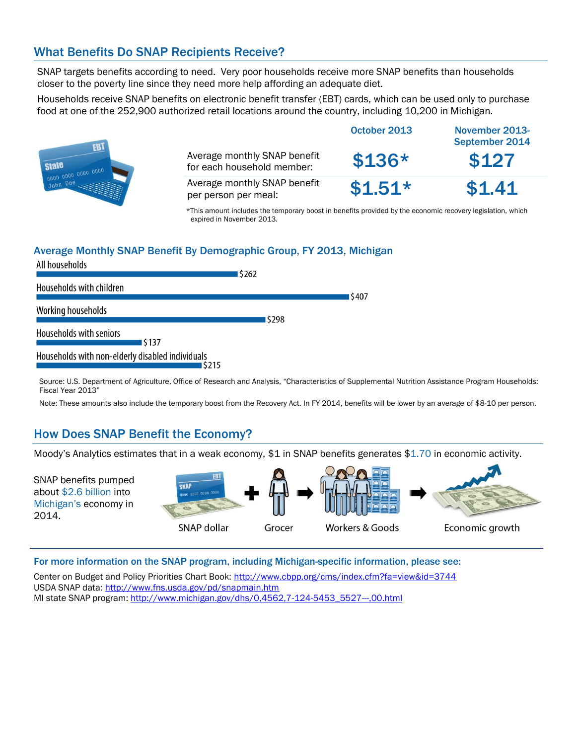## What Benefits Do SNAP Recipients Receive?

SNAP targets benefits according to need. Very poor households receive more SNAP benefits than households closer to the poverty line since they need more help affording an adequate diet.

Households receive SNAP benefits on electronic benefit transfer (EBT) cards, which can be used only to purchase food at one of the 252,900 authorized retail locations around the country, including 10,200 in Michigan.

| | October 2013 | November 2013-September 2014 |
|---|---|---|
| Average monthly SNAP benefit for each household member: | $136* | $127 |
| Average monthly SNAP benefit per person per meal: | $1.51* | $1.41 |

*This amount includes the temporary boost in benefits provided by the economic recovery legislation, which expired in November 2013.

### Average Monthly SNAP Benefit By Demographic Group, FY 2013, Michigan

All households
$262
Households with children
$407
Working households
$298
Households with seniors
$137
Households with non-elderly disabled individuals
$215

Source: U.S. Department of Agriculture, Office of Research and Analysis, "Characteristics of Supplemental Nutrition Assistance Program Households: Fiscal Year 2013"

Note: These amounts also include the temporary boost from the Recovery Act. In FY 2014, benefits will be lower by an average of $8-10 per person.

## How Does SNAP Benefit the Economy?

Moody's Analytics estimates that in a weak economy, $1 in SNAP benefits generates $1.70 in economic activity.

SNAP benefits pumped about $2.6 billion into Michigan's economy in 2014.

SNAP dollar + Grocer → Workers & Goods → Economic growth

### For more information on the SNAP program, including Michigan-specific information, please see:

Center on Budget and Policy Priorities Chart Book: http://www.cbpp.org/cms/index.cfm?fa=view&id=3744
USDA SNAP data: http://www.fns.usda.gov/pd/snapmain.htm
MI state SNAP program: http://www.michigan.gov/dhs/0,4562,7-124-5453_5527---,00.html